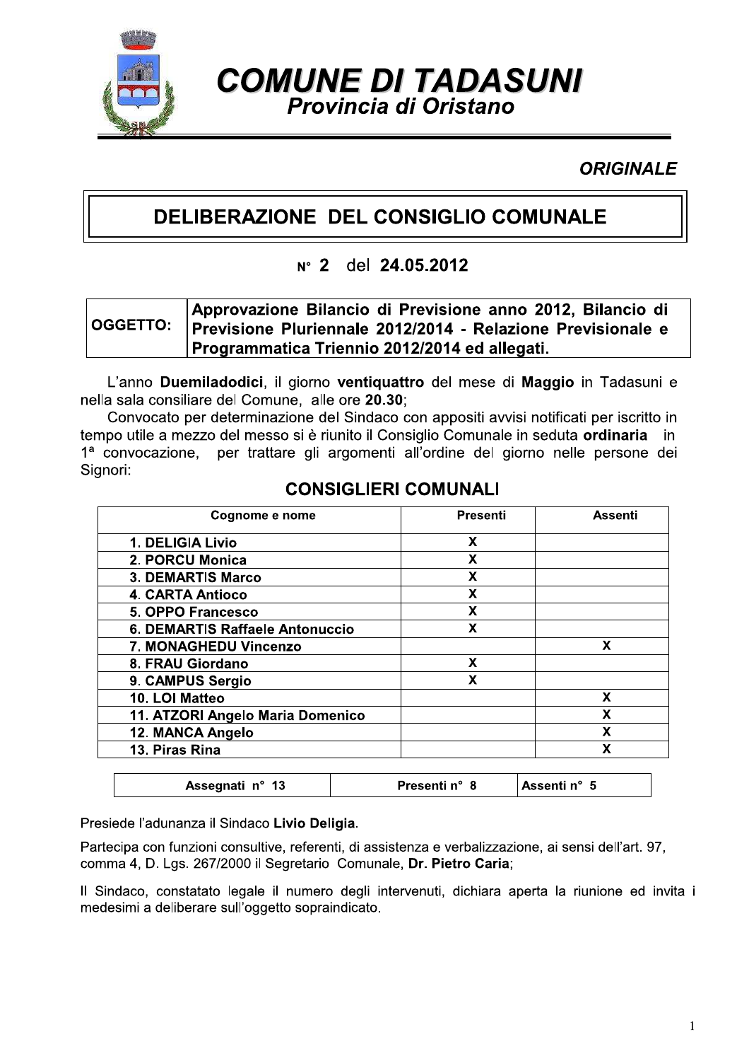# COMUNE DI TADASUNI

## Provincia di Oristano

***ORIGINALE***

## DELIBERAZIONE DEL CONSIGLIO COMUNALE

**N° 2** del **24.05.2012**

| OGGETTO: | **Approvazione Bilancio di Previsione anno 2012, Bilancio di Previsione Pluriennale 2012/2014 - Relazione Previsionale e Programmatica Triennio 2012/2014 ed allegati.** |
|---|---|

L'anno **Duemiladodici**, il giorno **ventiquattro** del mese di **Maggio** in Tadasuni e nella sala consiliare del Comune, alle ore **20.30**;

Convocato per determinazione del Sindaco con appositi avvisi notificati per iscritto in tempo utile a mezzo del messo si è riunito il Consiglio Comunale in seduta **ordinaria** in 1ª convocazione, per trattare gli argomenti all'ordine del giorno nelle persone dei Signori:

### CONSIGLIERI COMUNALI

| Cognome e nome | Presenti | Assenti |
|---|---|---|
| 1. DELIGIA Livio | X | |
| 2. PORCU Monica | X | |
| 3. DEMARTIS Marco | X | |
| 4. CARTA Antioco | X | |
| 5. OPPO Francesco | X | |
| 6. DEMARTIS Raffaele Antonuccio | X | |
| 7. MONAGHEDU Vincenzo | | X |
| 8. FRAU Giordano | X | |
| 9. CAMPUS Sergio | X | |
| 10. LOI Matteo | | X |
| 11. ATZORI Angelo Maria Domenico | | X |
| 12. MANCA Angelo | | X |
| 13. Piras Rina | | X |

| Assegnati n° 13 | Presenti n° 8 | Assenti n° 5 |
|---|---|---|

Presiede l'adunanza il Sindaco **Livio Deligia**.

Partecipa con funzioni consultive, referenti, di assistenza e verbalizzazione, ai sensi dell'art. 97, comma 4, D. Lgs. 267/2000 il Segretario Comunale, **Dr. Pietro Caria**;

Il Sindaco, constatato legale il numero degli intervenuti, dichiara aperta la riunione ed invita i medesimi a deliberare sull'oggetto sopraindicato.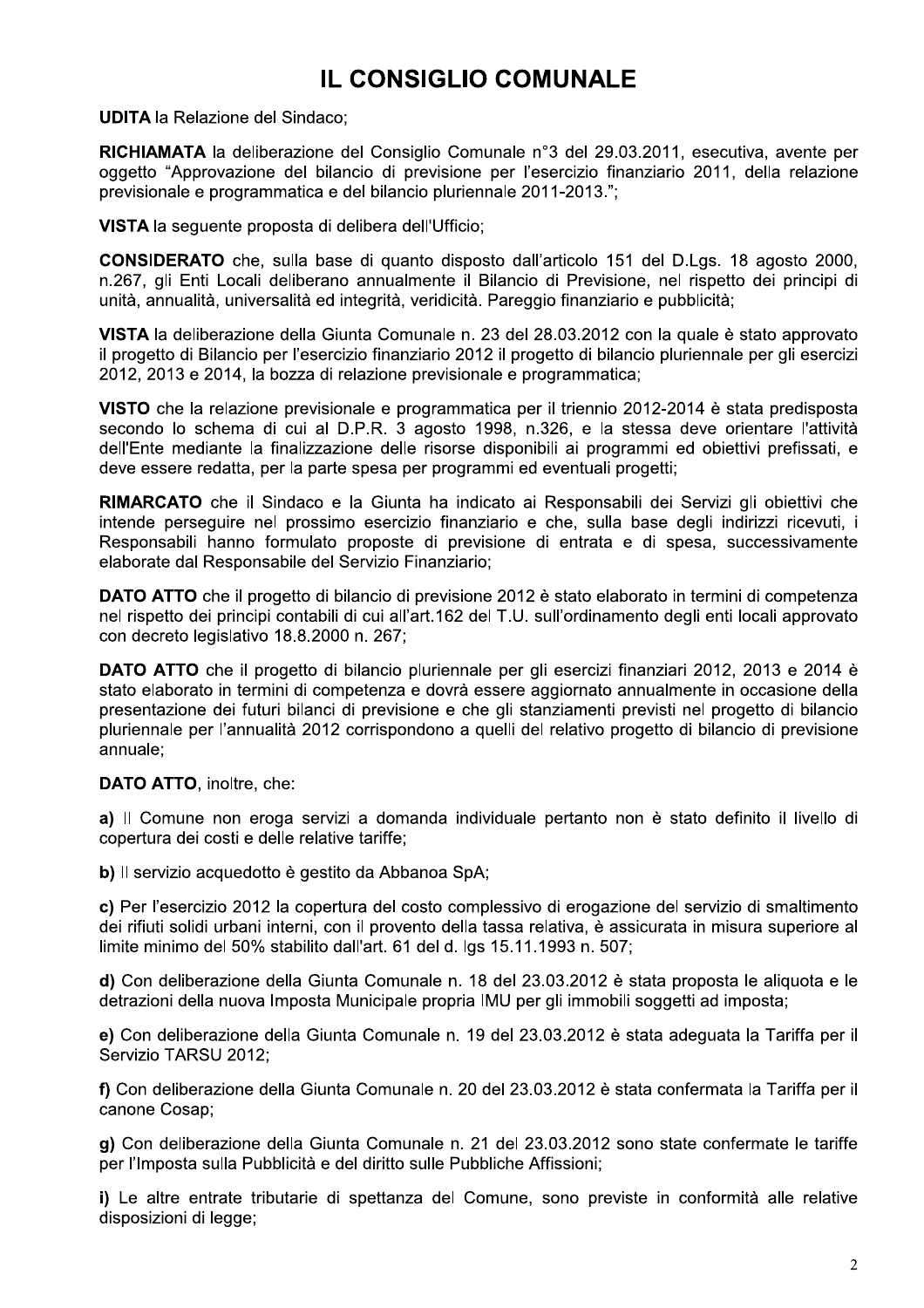# IL CONSIGLIO COMUNALE

**UDITA** la Relazione del Sindaco;

**RICHIAMATA** la deliberazione del Consiglio Comunale n°3 del 29.03.2011, esecutiva, avente per oggetto "Approvazione del bilancio di previsione per l'esercizio finanziario 2011, della relazione previsionale e programmatica e del bilancio pluriennale 2011-2013.";

**VISTA** la seguente proposta di delibera dell'Ufficio;

**CONSIDERATO** che, sulla base di quanto disposto dall'articolo 151 del D.Lgs. 18 agosto 2000, n.267, gli Enti Locali deliberano annualmente il Bilancio di Previsione, nel rispetto dei principi di unità, annualità, universalità ed integrità, veridicità. Pareggio finanziario e pubblicità;

**VISTA** la deliberazione della Giunta Comunale n. 23 del 28.03.2012 con la quale è stato approvato il progetto di Bilancio per l'esercizio finanziario 2012 il progetto di bilancio pluriennale per gli esercizi 2012, 2013 e 2014, la bozza di relazione previsionale e programmatica;

**VISTO** che la relazione previsionale e programmatica per il triennio 2012-2014 è stata predisposta secondo lo schema di cui al D.P.R. 3 agosto 1998, n.326, e la stessa deve orientare l'attività dell'Ente mediante la finalizzazione delle risorse disponibili ai programmi ed obiettivi prefissati, e deve essere redatta, per la parte spesa per programmi ed eventuali progetti;

**RIMARCATO** che il Sindaco e la Giunta ha indicato ai Responsabili dei Servizi gli obiettivi che intende perseguire nel prossimo esercizio finanziario e che, sulla base degli indirizzi ricevuti, i Responsabili hanno formulato proposte di previsione di entrata e di spesa, successivamente elaborate dal Responsabile del Servizio Finanziario;

**DATO ATTO** che il progetto di bilancio di previsione 2012 è stato elaborato in termini di competenza nel rispetto dei principi contabili di cui all'art.162 del T.U. sull'ordinamento degli enti locali approvato con decreto legislativo 18.8.2000 n. 267;

**DATO ATTO** che il progetto di bilancio pluriennale per gli esercizi finanziari 2012, 2013 e 2014 è stato elaborato in termini di competenza e dovrà essere aggiornato annualmente in occasione della presentazione dei futuri bilanci di previsione e che gli stanziamenti previsti nel progetto di bilancio pluriennale per l'annualità 2012 corrispondono a quelli del relativo progetto di bilancio di previsione annuale;

**DATO ATTO**, inoltre, che:

**a)** Il Comune non eroga servizi a domanda individuale pertanto non è stato definito il livello di copertura dei costi e delle relative tariffe;

**b)** Il servizio acquedotto è gestito da Abbanoa SpA;

**c)** Per l'esercizio 2012 la copertura del costo complessivo di erogazione del servizio di smaltimento dei rifiuti solidi urbani interni, con il provento della tassa relativa, è assicurata in misura superiore al limite minimo del 50% stabilito dall'art. 61 del d. lgs 15.11.1993 n. 507;

**d)** Con deliberazione della Giunta Comunale n. 18 del 23.03.2012 è stata proposta le aliquota e le detrazioni della nuova Imposta Municipale propria IMU per gli immobili soggetti ad imposta;

**e)** Con deliberazione della Giunta Comunale n. 19 del 23.03.2012 è stata adeguata la Tariffa per il Servizio TARSU 2012;

**f)** Con deliberazione della Giunta Comunale n. 20 del 23.03.2012 è stata confermata la Tariffa per il canone Cosap;

**g)** Con deliberazione della Giunta Comunale n. 21 del 23.03.2012 sono state confermate le tariffe per l'Imposta sulla Pubblicità e del diritto sulle Pubbliche Affissioni;

**i)** Le altre entrate tributarie di spettanza del Comune, sono previste in conformità alle relative disposizioni di legge;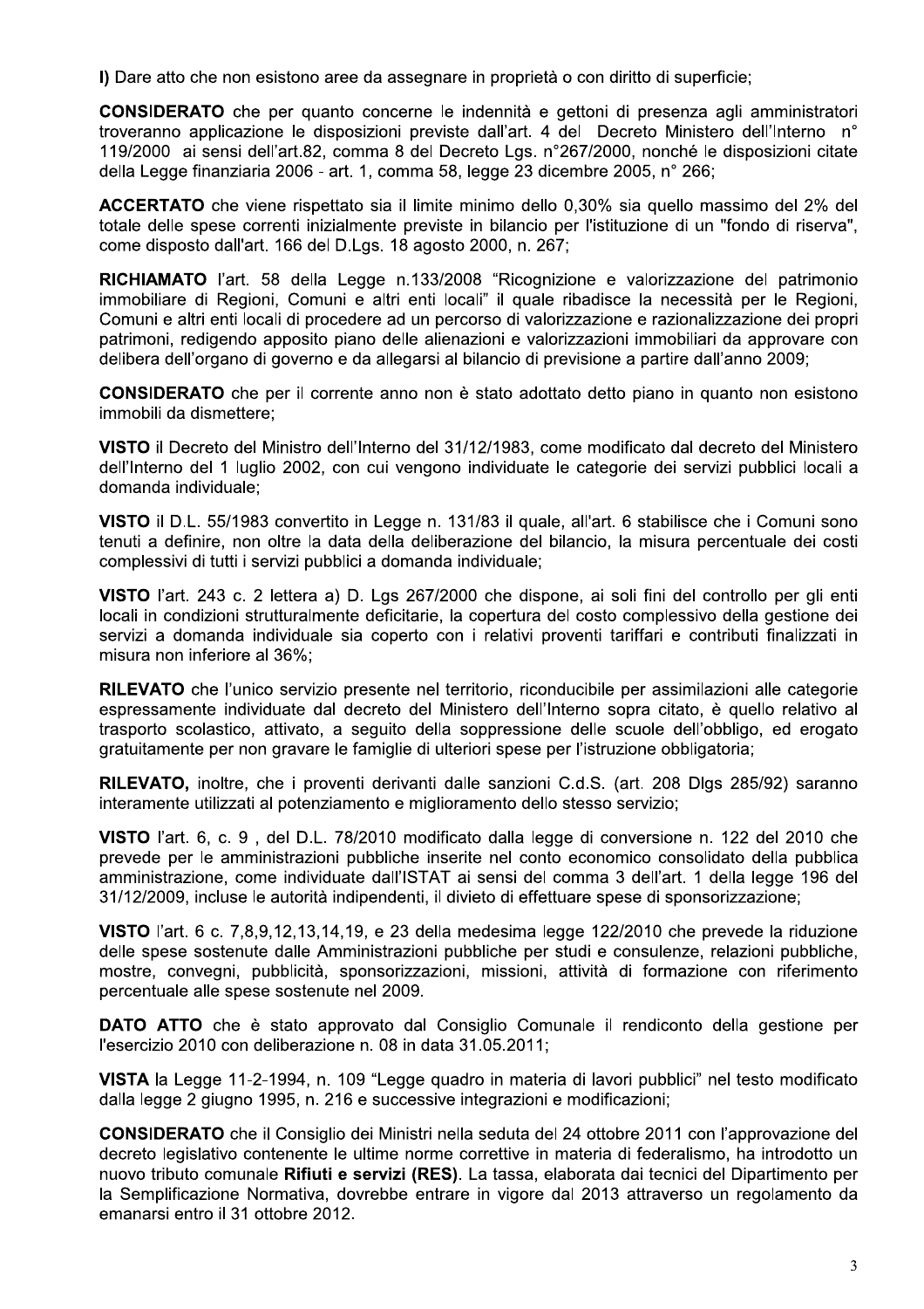**l)** Dare atto che non esistono aree da assegnare in proprietà o con diritto di superficie;

**CONSIDERATO** che per quanto concerne le indennità e gettoni di presenza agli amministratori troveranno applicazione le disposizioni previste dall'art. 4 del Decreto Ministero dell'Interno n° 119/2000 ai sensi dell'art.82, comma 8 del Decreto Lgs. n°267/2000, nonché le disposizioni citate della Legge finanziaria 2006 - art. 1, comma 58, legge 23 dicembre 2005, n° 266;

**ACCERTATO** che viene rispettato sia il limite minimo dello 0,30% sia quello massimo del 2% del totale delle spese correnti inizialmente previste in bilancio per l'istituzione di un "fondo di riserva", come disposto dall'art. 166 del D.Lgs. 18 agosto 2000, n. 267;

**RICHIAMATO** l'art. 58 della Legge n.133/2008 "Ricognizione e valorizzazione del patrimonio immobiliare di Regioni, Comuni e altri enti locali" il quale ribadisce la necessità per le Regioni, Comuni e altri enti locali di procedere ad un percorso di valorizzazione e razionalizzazione dei propri patrimoni, redigendo apposito piano delle alienazioni e valorizzazioni immobiliari da approvare con delibera dell'organo di governo e da allegarsi al bilancio di previsione a partire dall'anno 2009;

**CONSIDERATO** che per il corrente anno non è stato adottato detto piano in quanto non esistono immobili da dismettere;

**VISTO** il Decreto del Ministro dell'Interno del 31/12/1983, come modificato dal decreto del Ministero dell'Interno del 1 luglio 2002, con cui vengono individuate le categorie dei servizi pubblici locali a domanda individuale;

**VISTO** il D.L. 55/1983 convertito in Legge n. 131/83 il quale, all'art. 6 stabilisce che i Comuni sono tenuti a definire, non oltre la data della deliberazione del bilancio, la misura percentuale dei costi complessivi di tutti i servizi pubblici a domanda individuale;

**VISTO** l'art. 243 c. 2 lettera a) D. Lgs 267/2000 che dispone, ai soli fini del controllo per gli enti locali in condizioni strutturalmente deficitarie, la copertura del costo complessivo della gestione dei servizi a domanda individuale sia coperto con i relativi proventi tariffari e contributi finalizzati in misura non inferiore al 36%;

**RILEVATO** che l'unico servizio presente nel territorio, riconducibile per assimilazioni alle categorie espressamente individuate dal decreto del Ministero dell'Interno sopra citato, è quello relativo al trasporto scolastico, attivato, a seguito della soppressione delle scuole dell'obbligo, ed erogato gratuitamente per non gravare le famiglie di ulteriori spese per l'istruzione obbligatoria;

**RILEVATO,** inoltre, che i proventi derivanti dalle sanzioni C.d.S. (art. 208 Dlgs 285/92) saranno interamente utilizzati al potenziamento e miglioramento dello stesso servizio;

**VISTO** l'art. 6, c. 9 , del D.L. 78/2010 modificato dalla legge di conversione n. 122 del 2010 che prevede per le amministrazioni pubbliche inserite nel conto economico consolidato della pubblica amministrazione, come individuate dall'ISTAT ai sensi del comma 3 dell'art. 1 della legge 196 del 31/12/2009, incluse le autorità indipendenti, il divieto di effettuare spese di sponsorizzazione;

**VISTO** l'art. 6 c. 7,8,9,12,13,14,19, e 23 della medesima legge 122/2010 che prevede la riduzione delle spese sostenute dalle Amministrazioni pubbliche per studi e consulenze, relazioni pubbliche, mostre, convegni, pubblicità, sponsorizzazioni, missioni, attività di formazione con riferimento percentuale alle spese sostenute nel 2009.

**DATO ATTO** che è stato approvato dal Consiglio Comunale il rendiconto della gestione per l'esercizio 2010 con deliberazione n. 08 in data 31.05.2011;

**VISTA** la Legge 11-2-1994, n. 109 "Legge quadro in materia di lavori pubblici" nel testo modificato dalla legge 2 giugno 1995, n. 216 e successive integrazioni e modificazioni;

**CONSIDERATO** che il Consiglio dei Ministri nella seduta del 24 ottobre 2011 con l'approvazione del decreto legislativo contenente le ultime norme correttive in materia di federalismo, ha introdotto un nuovo tributo comunale **Rifiuti e servizi (RES)**. La tassa, elaborata dai tecnici del Dipartimento per la Semplificazione Normativa, dovrebbe entrare in vigore dal 2013 attraverso un regolamento da emanarsi entro il 31 ottobre 2012.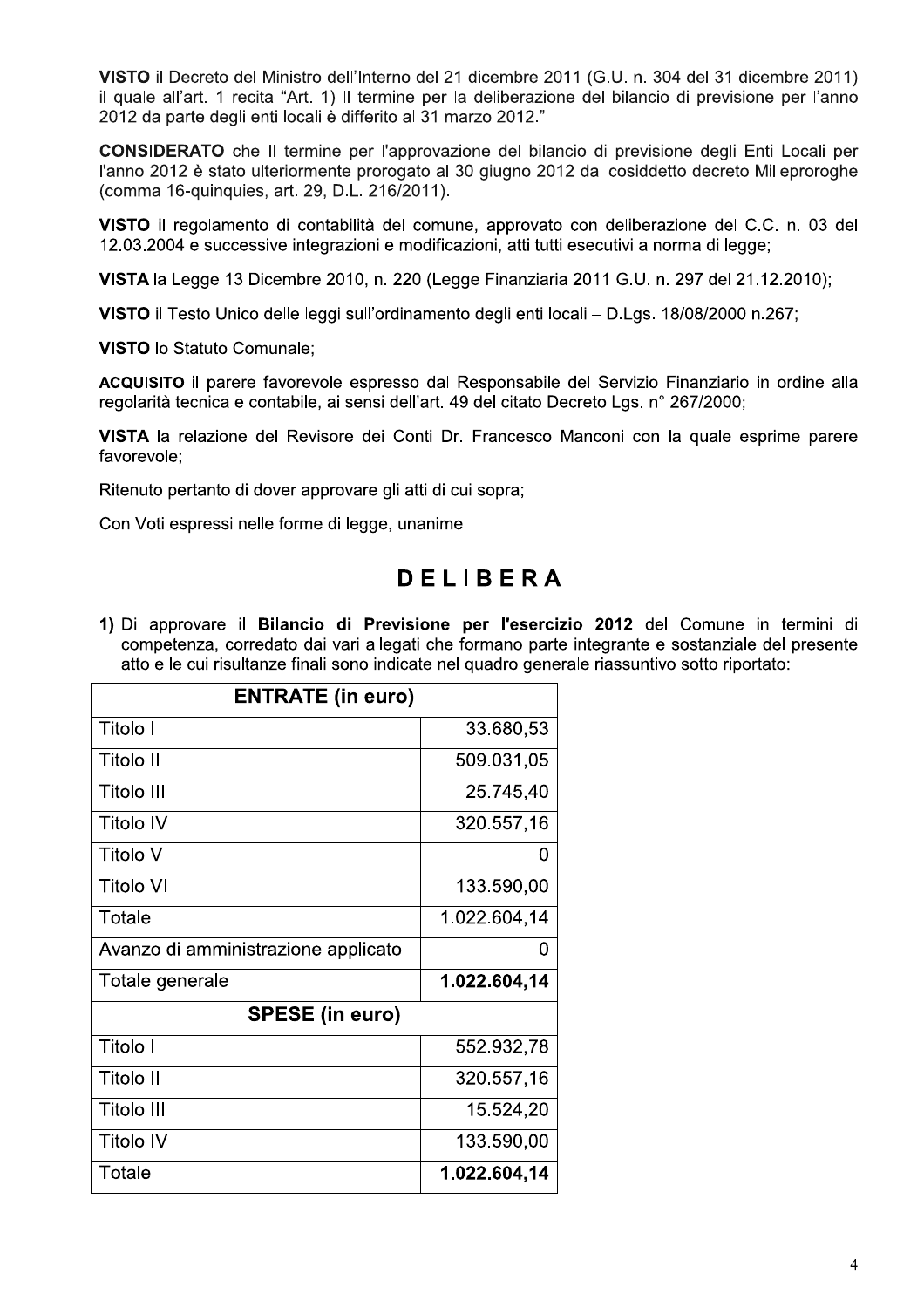**VISTO** il Decreto del Ministro dell'Interno del 21 dicembre 2011 (G.U. n. 304 del 31 dicembre 2011) il quale all'art. 1 recita "Art. 1) Il termine per la deliberazione del bilancio di previsione per l'anno 2012 da parte degli enti locali è differito al 31 marzo 2012."

**CONSIDERATO** che Il termine per l'approvazione del bilancio di previsione degli Enti Locali per l'anno 2012 è stato ulteriormente prorogato al 30 giugno 2012 dal cosiddetto decreto Milleproroghe (comma 16-quinquies, art. 29, D.L. 216/2011).

**VISTO** il regolamento di contabilità del comune, approvato con deliberazione del C.C. n. 03 del 12.03.2004 e successive integrazioni e modificazioni, atti tutti esecutivi a norma di legge;

**VISTA** la Legge 13 Dicembre 2010, n. 220 (Legge Finanziaria 2011 G.U. n. 297 del 21.12.2010);

**VISTO** il Testo Unico delle leggi sull'ordinamento degli enti locali – D.Lgs. 18/08/2000 n.267;

**VISTO** lo Statuto Comunale;

**ACQUISITO** il parere favorevole espresso dal Responsabile del Servizio Finanziario in ordine alla regolarità tecnica e contabile, ai sensi dell'art. 49 del citato Decreto Lgs. n° 267/2000;

**VISTA** la relazione del Revisore dei Conti Dr. Francesco Manconi con la quale esprime parere favorevole;

Ritenuto pertanto di dover approvare gli atti di cui sopra;

Con Voti espressi nelle forme di legge, unanime

# DELIBERA

1) Di approvare il **Bilancio di Previsione per l'esercizio 2012** del Comune in termini di competenza, corredato dai vari allegati che formano parte integrante e sostanziale del presente atto e le cui risultanze finali sono indicate nel quadro generale riassuntivo sotto riportato:

| **ENTRATE (in euro)** | |
|---|---|
| Titolo I | 33.680,53 |
| Titolo II | 509.031,05 |
| Titolo III | 25.745,40 |
| Titolo IV | 320.557,16 |
| Titolo V | 0 |
| Titolo VI | 133.590,00 |
| Totale | 1.022.604,14 |
| Avanzo di amministrazione applicato | 0 |
| Totale generale | **1.022.604,14** |
| **SPESE (in euro)** | |
| Titolo I | 552.932,78 |
| Titolo II | 320.557,16 |
| Titolo III | 15.524,20 |
| Titolo IV | 133.590,00 |
| Totale | **1.022.604,14** |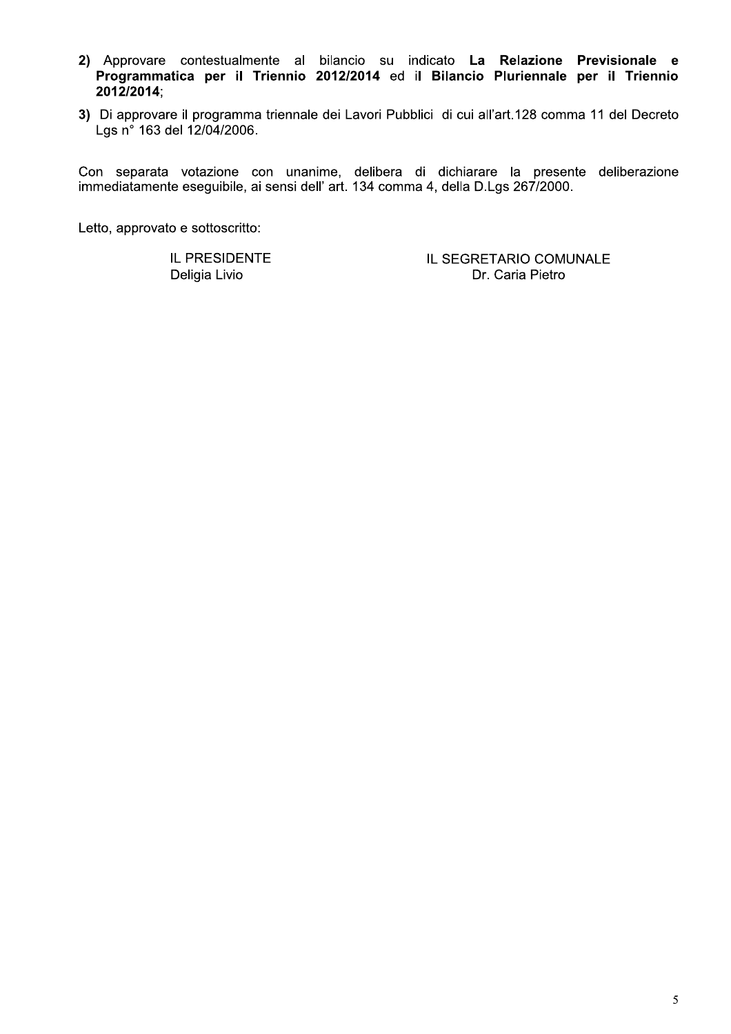**2)** Approvare contestualmente al bilancio su indicato **La Relazione Previsionale e Programmatica per il Triennio 2012/2014** ed **il Bilancio Pluriennale per il Triennio 2012/2014**;

**3)** Di approvare il programma triennale dei Lavori Pubblici di cui all'art.128 comma 11 del Decreto Lgs n° 163 del 12/04/2006.

Con separata votazione con unanime, delibera di dichiarare la presente deliberazione immediatamente eseguibile, ai sensi dell' art. 134 comma 4, della D.Lgs 267/2000.

Letto, approvato e sottoscritto:

| IL PRESIDENTE | IL SEGRETARIO COMUNALE |
|---|---|
| Deligia Livio | Dr. Caria Pietro |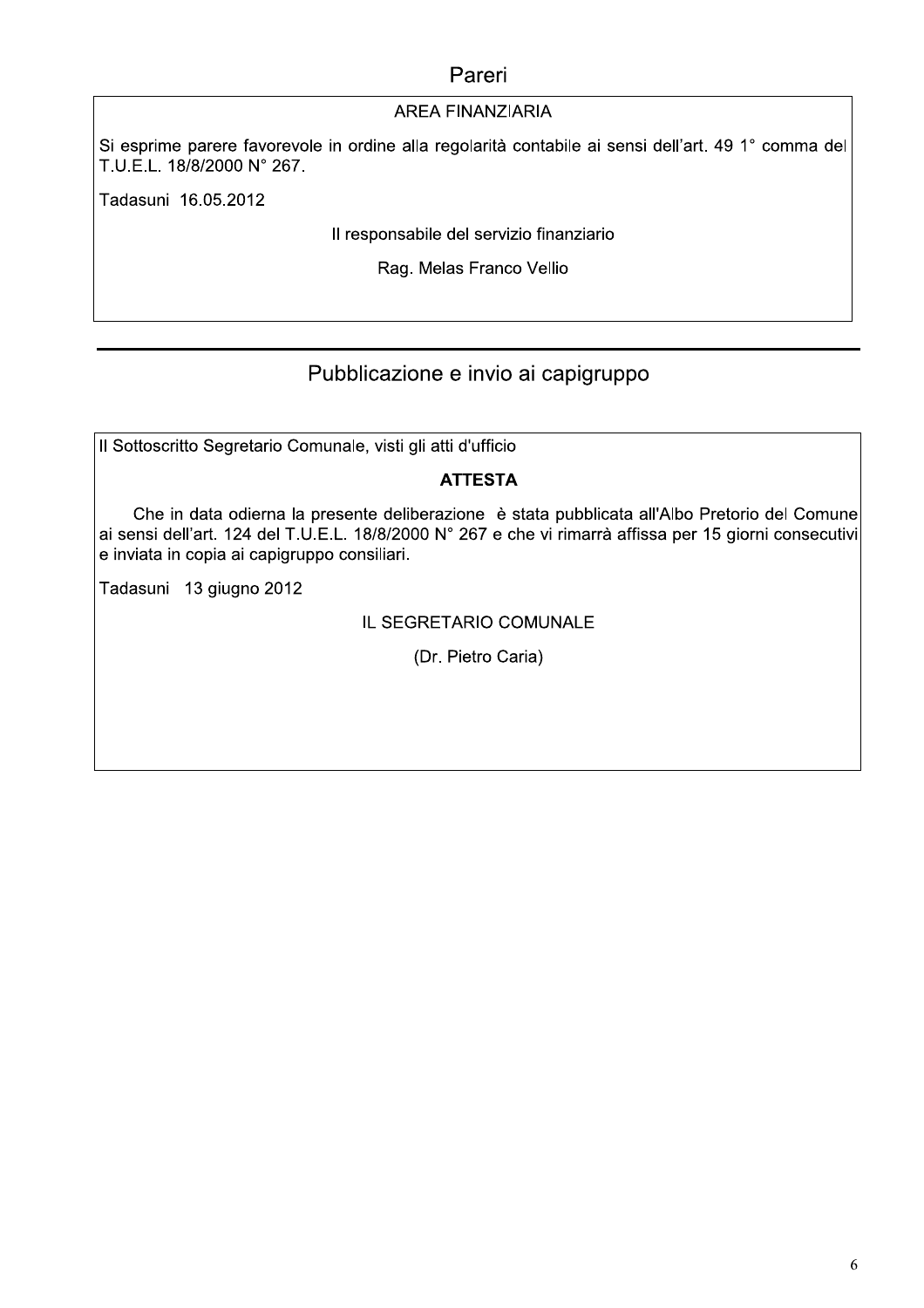## Pareri

**AREA FINANZIARIA**

Si esprime parere favorevole in ordine alla regolarità contabile ai sensi dell'art. 49 1° comma del T.U.E.L. 18/8/2000 N° 267.

Tadasuni 16.05.2012

Il responsabile del servizio finanziario

Rag. Melas Franco Vellio

---

## Pubblicazione e invio ai capigruppo

Il Sottoscritto Segretario Comunale, visti gli atti d'ufficio

**ATTESTA**

Che in data odierna la presente deliberazione è stata pubblicata all'Albo Pretorio del Comune ai sensi dell'art. 124 del T.U.E.L. 18/8/2000 N° 267 e che vi rimarrà affissa per 15 giorni consecutivi e inviata in copia ai capigruppo consiliari.

Tadasuni 13 giugno 2012

IL SEGRETARIO COMUNALE

(Dr. Pietro Caria)